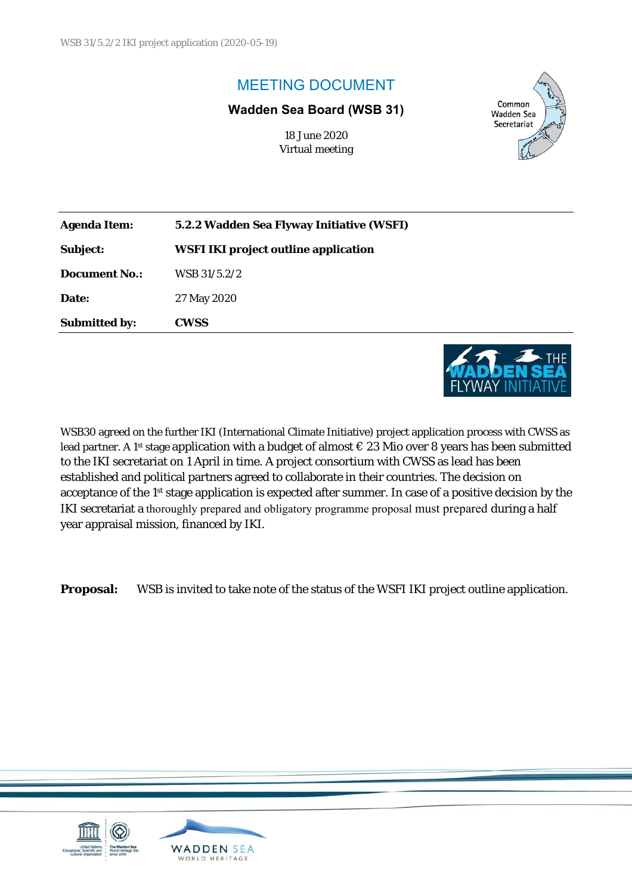# MEETING DOCUMENT

**Wadden Sea Board (WSB 31)**

18 June 2020
Virtual meeting

| | |
|---|---|
| **Agenda Item:** | **5.2.2 Wadden Sea Flyway Initiative (WSFI)** |
| **Subject:** | **WSFI IKI project outline application** |
| **Document No.:** | WSB 31/5.2/2 |
| **Date:** | 27 May 2020 |
| **Submitted by:** | **CWSS** |

WSB30 agreed on the further IKI (International Climate Initiative) project application process with CWSS as lead partner. A 1st stage application with a budget of almost € 23 Mio over 8 years has been submitted to the IKI secretariat on 1 April in time. A project consortium with CWSS as lead has been established and political partners agreed to collaborate in their countries. The decision on acceptance of the 1st stage application is expected after summer. In case of a positive decision by the IKI secretariat a thoroughly prepared and obligatory programme proposal must prepared during a half year appraisal mission, financed by IKI.

**Proposal:** WSB is invited to take note of the status of the WSFI IKI project outline application.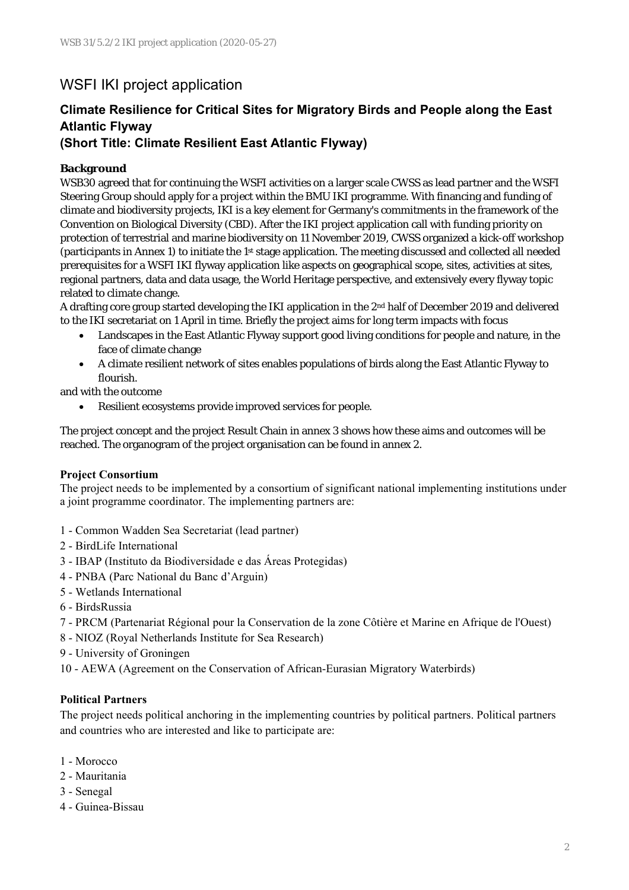# WSFI IKI project application

## Climate Resilience for Critical Sites for Migratory Birds and People along the East Atlantic Flyway
## (Short Title: Climate Resilient East Atlantic Flyway)

### Background

WSB30 agreed that for continuing the WSFI activities on a larger scale CWSS as lead partner and the WSFI Steering Group should apply for a project within the BMU IKI programme. With financing and funding of climate and biodiversity projects, IKI is a key element for Germany's commitments in the framework of the Convention on Biological Diversity (CBD). After the IKI project application call with funding priority on protection of terrestrial and marine biodiversity on 11 November 2019, CWSS organized a kick-off workshop (participants in Annex 1) to initiate the 1st stage application. The meeting discussed and collected all needed prerequisites for a WSFI IKI flyway application like aspects on geographical scope, sites, activities at sites, regional partners, data and data usage, the World Heritage perspective, and extensively every flyway topic related to climate change.

A drafting core group started developing the IKI application in the 2nd half of December 2019 and delivered to the IKI secretariat on 1 April in time. Briefly the project aims for long term impacts with focus

- Landscapes in the East Atlantic Flyway support good living conditions for people and nature, in the face of climate change
- A climate resilient network of sites enables populations of birds along the East Atlantic Flyway to flourish.

and with the outcome

- Resilient ecosystems provide improved services for people.

The project concept and the project Result Chain in annex 3 shows how these aims and outcomes will be reached. The organogram of the project organisation can be found in annex 2.

### Project Consortium

The project needs to be implemented by a consortium of significant national implementing institutions under a joint programme coordinator. The implementing partners are:

1 - Common Wadden Sea Secretariat (lead partner)
2 - BirdLife International
3 - IBAP (Instituto da Biodiversidade e das Áreas Protegidas)
4 - PNBA (Parc National du Banc d'Arguin)
5 - Wetlands International
6 - BirdsRussia
7 - PRCM (Partenariat Régional pour la Conservation de la zone Côtière et Marine en Afrique de l'Ouest)
8 - NIOZ (Royal Netherlands Institute for Sea Research)
9 - University of Groningen
10 - AEWA (Agreement on the Conservation of African-Eurasian Migratory Waterbirds)

### Political Partners

The project needs political anchoring in the implementing countries by political partners. Political partners and countries who are interested and like to participate are:

1 - Morocco
2 - Mauritania
3 - Senegal
4 - Guinea-Bissau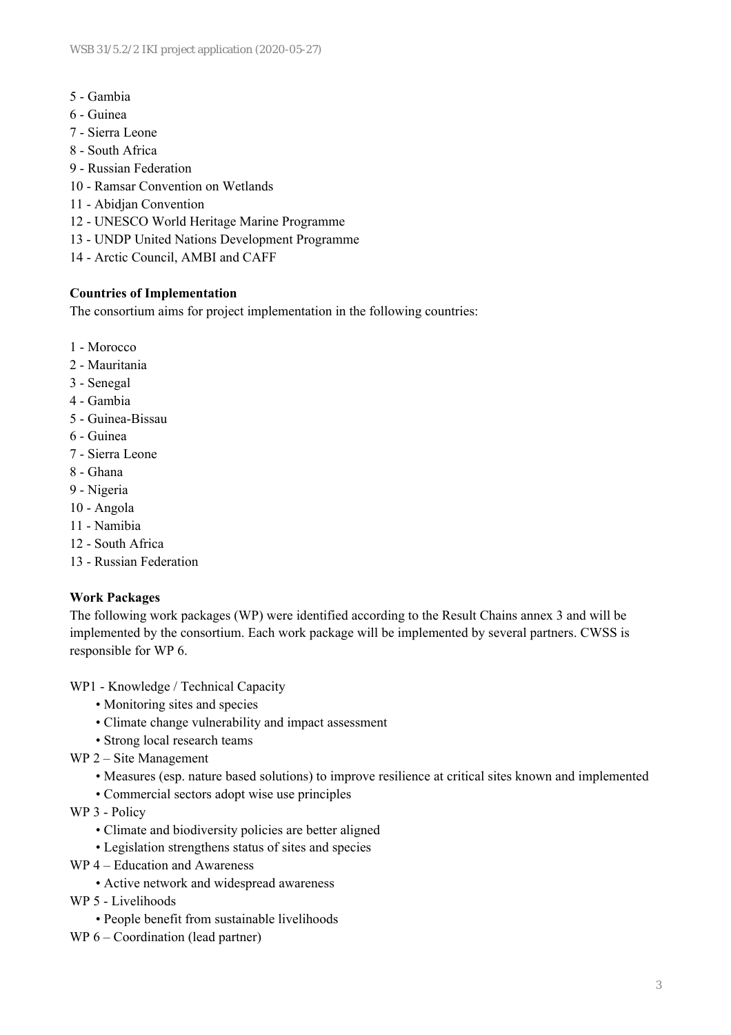5 - Gambia
6 - Guinea
7 - Sierra Leone
8 - South Africa
9 - Russian Federation
10 - Ramsar Convention on Wetlands
11 - Abidjan Convention
12 - UNESCO World Heritage Marine Programme
13 - UNDP United Nations Development Programme
14 - Arctic Council, AMBI and CAFF

**Countries of Implementation**

The consortium aims for project implementation in the following countries:

1 - Morocco
2 - Mauritania
3 - Senegal
4 - Gambia
5 - Guinea-Bissau
6 - Guinea
7 - Sierra Leone
8 - Ghana
9 - Nigeria
10 - Angola
11 - Namibia
12 - South Africa
13 - Russian Federation

**Work Packages**

The following work packages (WP) were identified according to the Result Chains annex 3 and will be implemented by the consortium. Each work package will be implemented by several partners. CWSS is responsible for WP 6.

WP1 - Knowledge / Technical Capacity
- Monitoring sites and species
- Climate change vulnerability and impact assessment
- Strong local research teams

WP 2 – Site Management
- Measures (esp. nature based solutions) to improve resilience at critical sites known and implemented
- Commercial sectors adopt wise use principles

WP 3 - Policy
- Climate and biodiversity policies are better aligned
- Legislation strengthens status of sites and species

WP 4 – Education and Awareness
- Active network and widespread awareness

WP 5 - Livelihoods
- People benefit from sustainable livelihoods

WP 6 – Coordination (lead partner)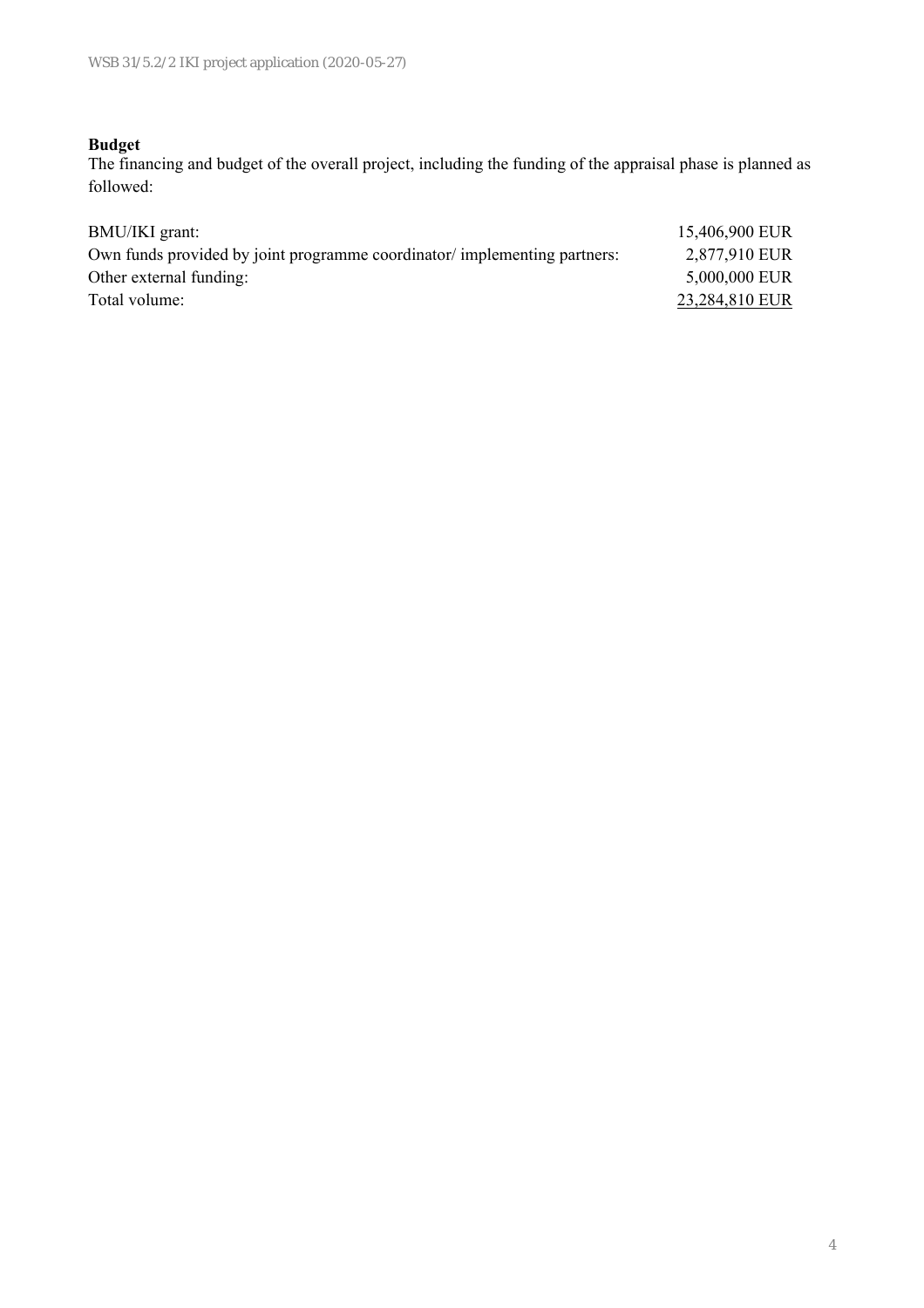**Budget**

The financing and budget of the overall project, including the funding of the appraisal phase is planned as followed:

| | |
|---|---|
| BMU/IKI grant: | 15,406,900 EUR |
| Own funds provided by joint programme coordinator/ implementing partners: | 2,877,910 EUR |
| Other external funding: | 5,000,000 EUR |
| Total volume: | 23,284,810 EUR |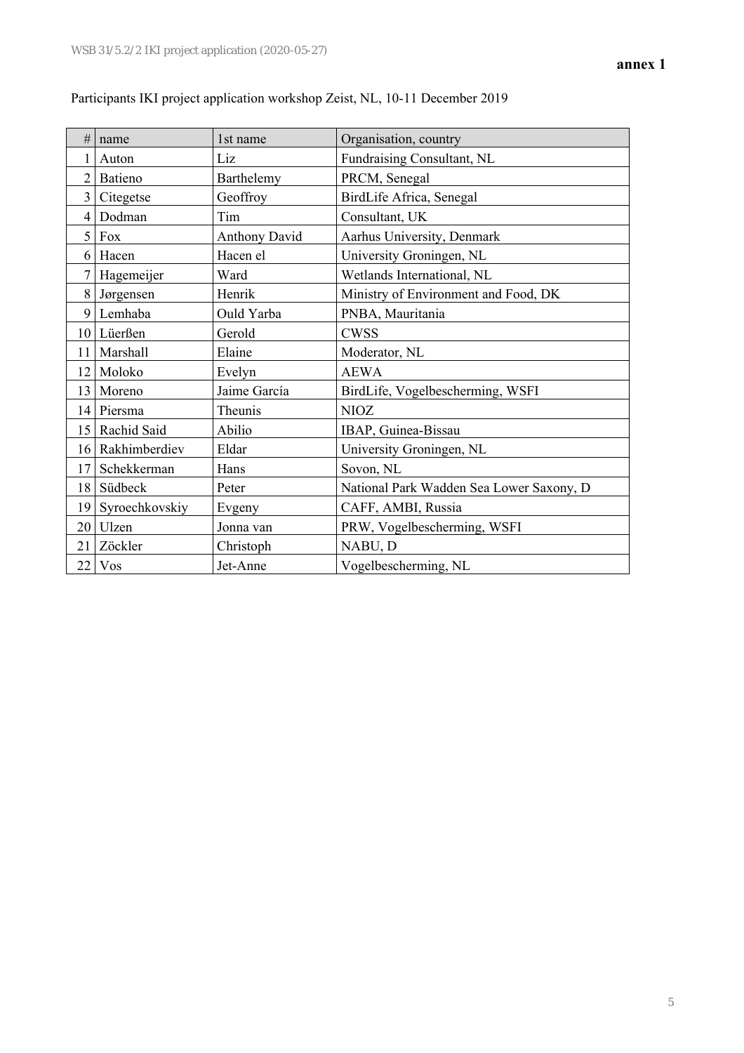**annex 1**

Participants IKI project application workshop Zeist, NL, 10-11 December 2019

| # | name | 1st name | Organisation, country |
|---|---|---|---|
| 1 | Auton | Liz | Fundraising Consultant, NL |
| 2 | Batieno | Barthelemy | PRCM, Senegal |
| 3 | Citegetse | Geoffroy | BirdLife Africa, Senegal |
| 4 | Dodman | Tim | Consultant, UK |
| 5 | Fox | Anthony David | Aarhus University, Denmark |
| 6 | Hacen | Hacen el | University Groningen, NL |
| 7 | Hagemeijer | Ward | Wetlands International, NL |
| 8 | Jørgensen | Henrik | Ministry of Environment and Food, DK |
| 9 | Lemhaba | Ould Yarba | PNBA, Mauritania |
| 10 | Lüerßen | Gerold | CWSS |
| 11 | Marshall | Elaine | Moderator, NL |
| 12 | Moloko | Evelyn | AEWA |
| 13 | Moreno | Jaime García | BirdLife, Vogelbescherming, WSFI |
| 14 | Piersma | Theunis | NIOZ |
| 15 | Rachid Said | Abilio | IBAP, Guinea-Bissau |
| 16 | Rakhimberdiev | Eldar | University Groningen, NL |
| 17 | Schekkerman | Hans | Sovon, NL |
| 18 | Südbeck | Peter | National Park Wadden Sea Lower Saxony, D |
| 19 | Syroechkovskiy | Evgeny | CAFF, AMBI, Russia |
| 20 | Ulzen | Jonna van | PRW, Vogelbescherming, WSFI |
| 21 | Zöckler | Christoph | NABU, D |
| 22 | Vos | Jet-Anne | Vogelbescherming, NL |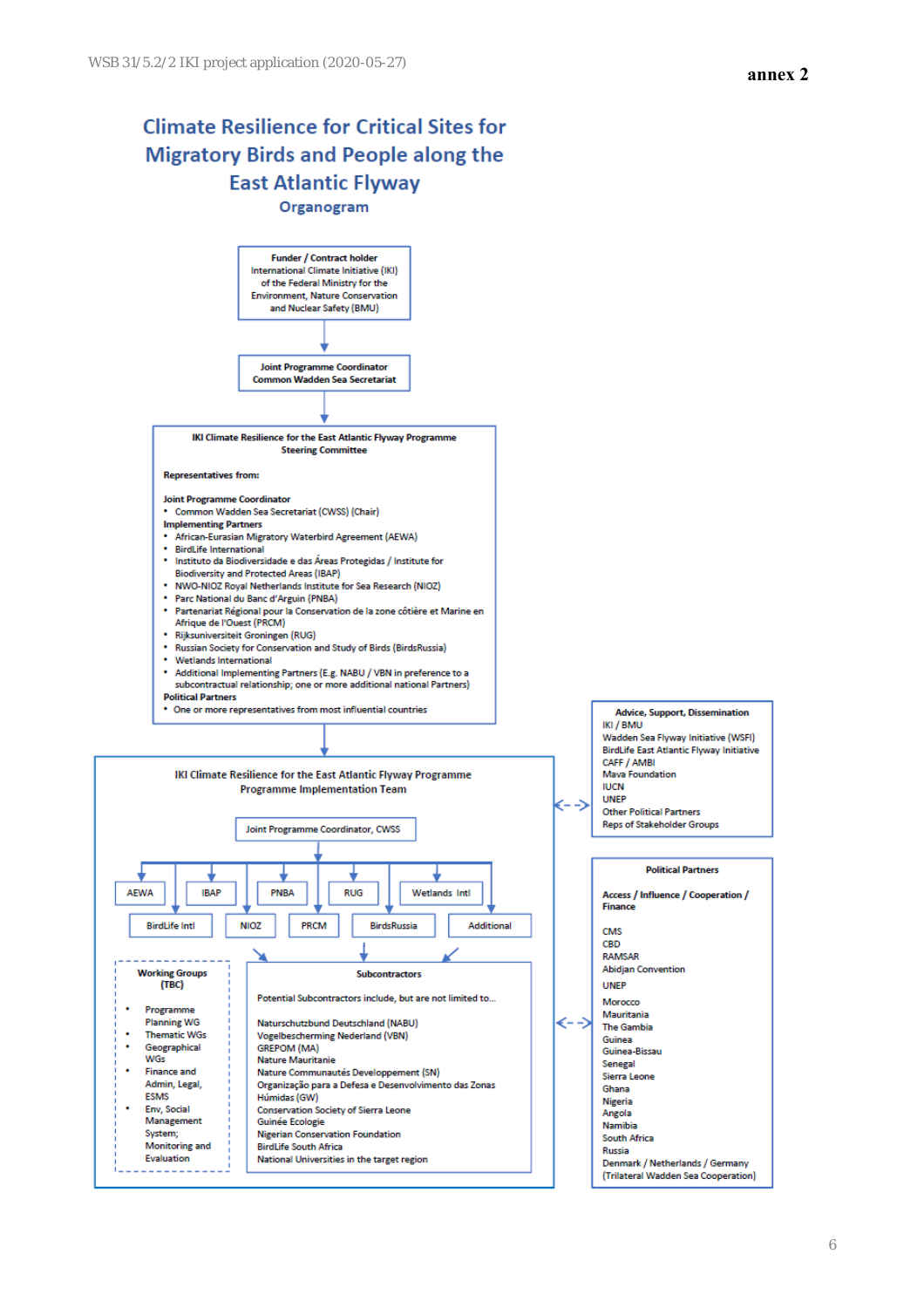annex 2

# Climate Resilience for Critical Sites for Migratory Birds and People along the East Atlantic Flyway

## Organogram

**Funder / Contract holder**
International Climate Initiative (IKI) of the Federal Ministry for the Environment, Nature Conservation and Nuclear Safety (BMU)

↓

**Joint Programme Coordinator**
**Common Wadden Sea Secretariat**

↓

**IKI Climate Resilience for the East Atlantic Flyway Programme**
**Steering Committee**

**Representatives from:**

**Joint Programme Coordinator**
- Common Wadden Sea Secretariat (CWSS) (Chair)

**Implementing Partners**
- African-Eurasian Migratory Waterbird Agreement (AEWA)
- BirdLife International
- Instituto da Biodiversidade e das Áreas Protegidas / Institute for Biodiversity and Protected Areas (IBAP)
- NWO-NIOZ Royal Netherlands Institute for Sea Research (NIOZ)
- Parc National du Banc d'Arguin (PNBA)
- Partenariat Régional pour la Conservation de la zone côtière et Marine en Afrique de l'Ouest (PRCM)
- Rijksuniversiteit Groningen (RUG)
- Russian Society for Conservation and Study of Birds (BirdsRussia)
- Wetlands International
- Additional Implementing Partners (E.g. NABU / VBN in preference to a subcontractual relationship; one or more additional national Partners)

**Political Partners**
- One or more representatives from most influential countries

↓

**IKI Climate Resilience for the East Atlantic Flyway Programme**
**Programme Implementation Team**

Joint Programme Coordinator, CWSS

AEWA | IBAP | PNBA | RUG | Wetlands Intl
BirdLife Intl | NIOZ | PRCM | BirdsRussia | Additional

**Working Groups (TBC)**
- Programme Planning WG
- Thematic WGs
- Geographical WGs
- Finance and Admin, Legal, ESMS
- Env, Social Management System; Monitoring and Evaluation

**Subcontractors**

Potential Subcontractors include, but are not limited to...

Naturschutzbund Deutschland (NABU)
Vogelbescherming Nederland (VBN)
GREPOM (MA)
Nature Mauritanie
Nature Communautés Developpement (SN)
Organização para a Defesa e Desenvolvimento das Zonas Húmidas (GW)
Conservation Society of Sierra Leone
Guinée Ecologie
Nigerian Conservation Foundation
BirdLife South Africa
National Universities in the target region

<-> **Advice, Support, Dissemination**
IKI / BMU
Wadden Sea Flyway Initiative (WSFI)
BirdLife East Atlantic Flyway Initiative
CAFF / AMBI
Mava Foundation
IUCN
UNEP
Other Political Partners
Reps of Stakeholder Groups

<-> **Political Partners**

**Access / Influence / Cooperation / Finance**

CMS
CBD
RAMSAR
Abidjan Convention

UNEP

Morocco
Mauritania
The Gambia
Guinea
Guinea-Bissau
Senegal
Sierra Leone
Ghana
Nigeria
Angola
Namibia
South Africa
Russia
Denmark / Netherlands / Germany (Trilateral Wadden Sea Cooperation)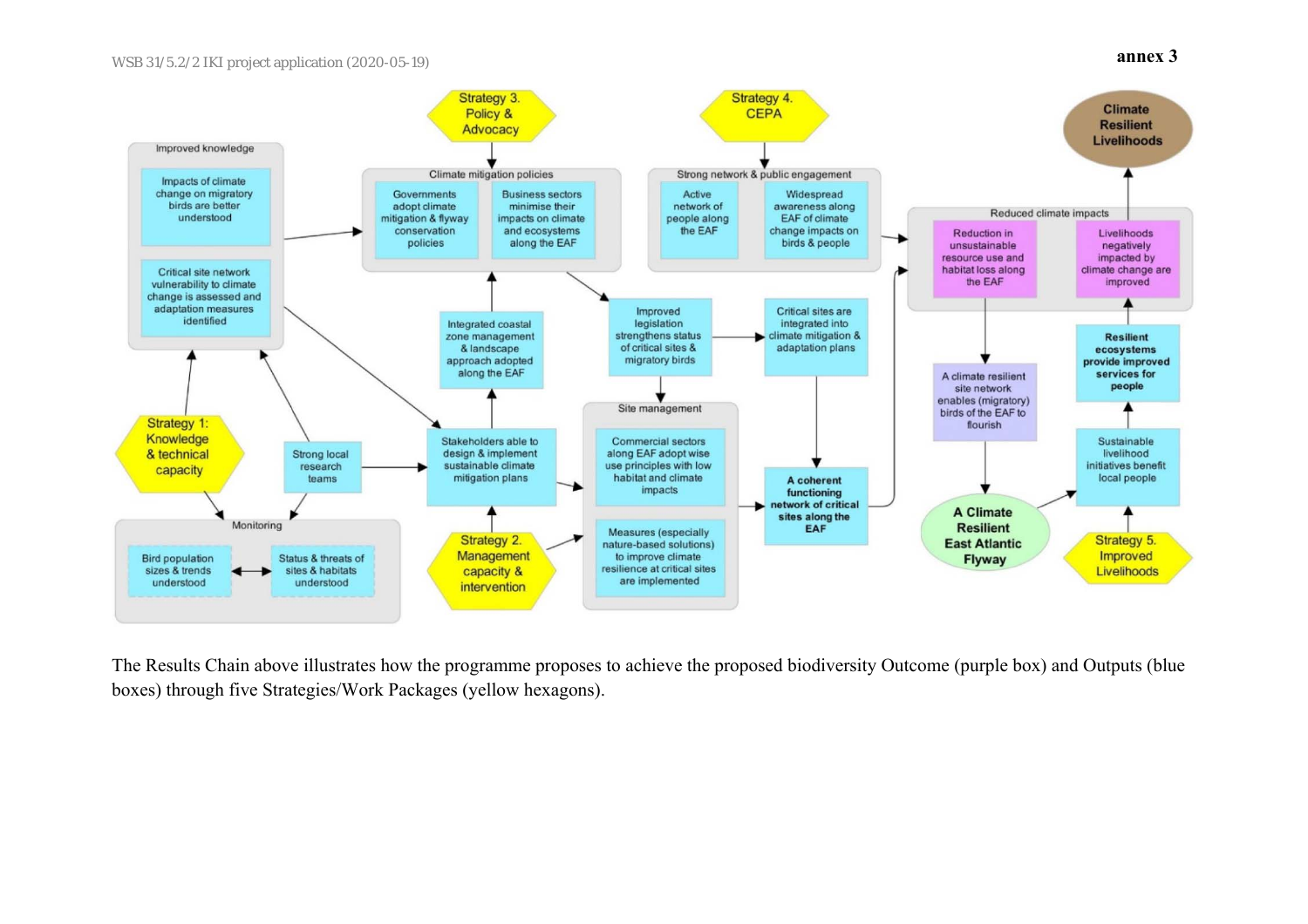annex 3

Strategy 3. Policy & Advocacy

Strategy 4. CEPA

Climate Resilient Livelihoods

Improved knowledge

Impacts of climate change on migratory birds are better understood

Critical site network vulnerability to climate change is assessed and adaptation measures identified

Climate mitigation policies

Governments adopt climate mitigation & flyway conservation policies

Business sectors minimise their impacts on climate and ecosystems along the EAF

Strong network & public engagement

Active network of people along the EAF

Widespread awareness along EAF of climate change impacts on birds & people

Reduced climate impacts

Reduction in unsustainable resource use and habitat loss along the EAF

Livelihoods negatively impacted by climate change are improved

Integrated coastal zone management & landscape approach adopted along the EAF

Improved legislation strengthens status of critical sites & migratory birds

Critical sites are integrated into climate mitigation & adaptation plans

A climate resilient site network enables (migratory) birds of the EAF to flourish

Resilient ecosystems provide improved services for people

Strategy 1: Knowledge & technical capacity

Strong local research teams

Stakeholders able to design & implement sustainable climate mitigation plans

Site management

Commercial sectors along EAF adopt wise use principles with low habitat and climate impacts

Measures (especially nature-based solutions) to improve climate resilience at critical sites are implemented

A coherent functioning network of critical sites along the EAF

A Climate Resilient East Atlantic Flyway

Sustainable livelihood initiatives benefit local people

Monitoring

Bird population sizes & trends understood

Status & threats of sites & habitats understood

Strategy 2. Management capacity & intervention

Strategy 5. Improved Livelihoods

The Results Chain above illustrates how the programme proposes to achieve the proposed biodiversity Outcome (purple box) and Outputs (blue boxes) through five Strategies/Work Packages (yellow hexagons).